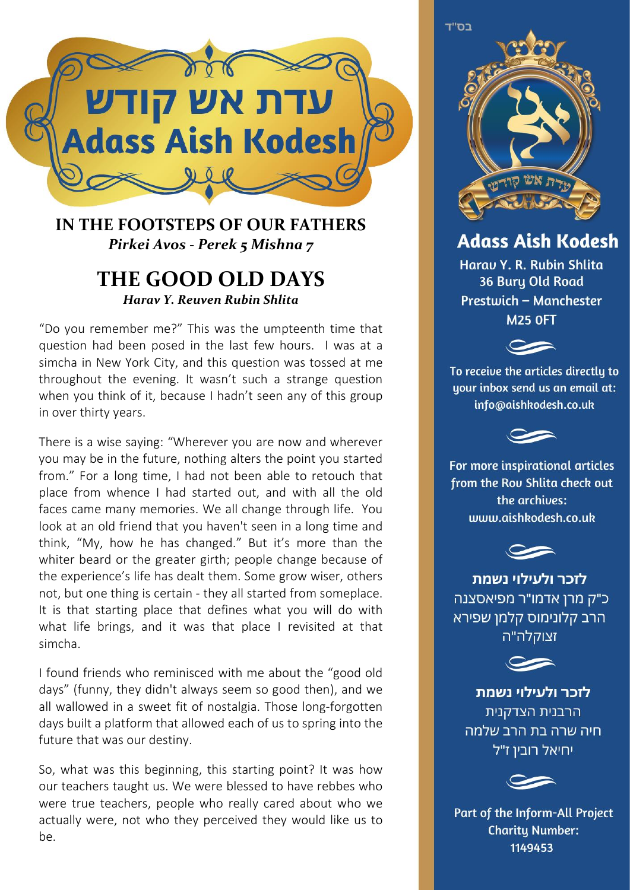# עדת אש קודש
# Adass Aish Kodesh

## IN THE FOOTSTEPS OF OUR FATHERS

*Pirkei Avos - Perek 5 Mishna 7*

## THE GOOD OLD DAYS

*Harav Y. Reuven Rubin Shlita*

"Do you remember me?" This was the umpteenth time that question had been posed in the last few hours. I was at a simcha in New York City, and this question was tossed at me throughout the evening. It wasn't such a strange question when you think of it, because I hadn't seen any of this group in over thirty years.

There is a wise saying: "Wherever you are now and wherever you may be in the future, nothing alters the point you started from." For a long time, I had not been able to retouch that place from whence I had started out, and with all the old faces came many memories. We all change through life. You look at an old friend that you haven't seen in a long time and think, "My, how he has changed." But it's more than the whiter beard or the greater girth; people change because of the experience's life has dealt them. Some grow wiser, others not, but one thing is certain - they all started from someplace. It is that starting place that defines what you will do with what life brings, and it was that place I revisited at that simcha.

I found friends who reminisced with me about the "good old days" (funny, they didn't always seem so good then), and we all wallowed in a sweet fit of nostalgia. Those long-forgotten days built a platform that allowed each of us to spring into the future that was our destiny.

So, what was this beginning, this starting point? It was how our teachers taught us. We were blessed to have rebbes who were true teachers, people who really cared about who we actually were, not who they perceived they would like us to be.

בס"ד

**Adass Aish Kodesh**

Harav Y. R. Rubin Shlita
36 Bury Old Road
Prestwich – Manchester
M25 0FT

To receive the articles directly to your inbox send us an email at: info@aishkodesh.co.uk

For more inspirational articles from the Rov Shlita check out the archives: www.aishkodesh.co.uk

**לזכר ולעילוי נשמת**
כ"ק מרן אדמו"ר מפיאסצנה
הרב קלונימוס קלמן שפירא
זצוקלה"ה

**לזכר ולעילוי נשמת**
הרבנית הצדקנית
חיה שרה בת הרב שלמה
יחיאל רובין ז"ל

Part of the Inform-All Project
Charity Number:
1149453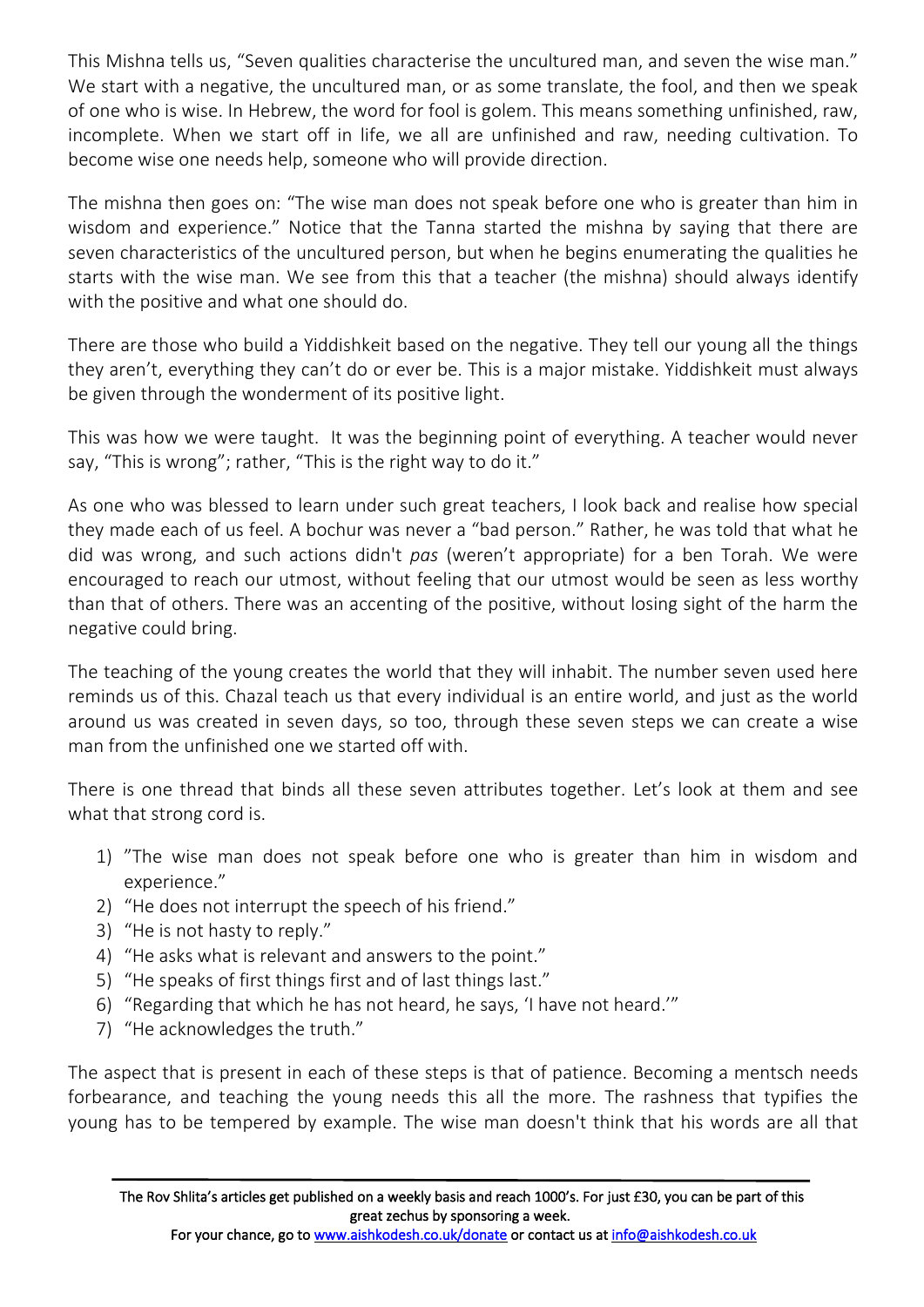This Mishna tells us, "Seven qualities characterise the uncultured man, and seven the wise man." We start with a negative, the uncultured man, or as some translate, the fool, and then we speak of one who is wise. In Hebrew, the word for fool is golem. This means something unfinished, raw, incomplete. When we start off in life, we all are unfinished and raw, needing cultivation. To become wise one needs help, someone who will provide direction.

The mishna then goes on: "The wise man does not speak before one who is greater than him in wisdom and experience." Notice that the Tanna started the mishna by saying that there are seven characteristics of the uncultured person, but when he begins enumerating the qualities he starts with the wise man. We see from this that a teacher (the mishna) should always identify with the positive and what one should do.

There are those who build a Yiddishkeit based on the negative. They tell our young all the things they aren't, everything they can't do or ever be. This is a major mistake. Yiddishkeit must always be given through the wonderment of its positive light.

This was how we were taught. It was the beginning point of everything. A teacher would never say, "This is wrong"; rather, "This is the right way to do it."

As one who was blessed to learn under such great teachers, I look back and realise how special they made each of us feel. A bochur was never a "bad person." Rather, he was told that what he did was wrong, and such actions didn't *pas* (weren't appropriate) for a ben Torah. We were encouraged to reach our utmost, without feeling that our utmost would be seen as less worthy than that of others. There was an accenting of the positive, without losing sight of the harm the negative could bring.

The teaching of the young creates the world that they will inhabit. The number seven used here reminds us of this. Chazal teach us that every individual is an entire world, and just as the world around us was created in seven days, so too, through these seven steps we can create a wise man from the unfinished one we started off with.

There is one thread that binds all these seven attributes together. Let's look at them and see what that strong cord is.

1) "The wise man does not speak before one who is greater than him in wisdom and experience."
2) "He does not interrupt the speech of his friend."
3) "He is not hasty to reply."
4) "He asks what is relevant and answers to the point."
5) "He speaks of first things first and of last things last."
6) "Regarding that which he has not heard, he says, 'I have not heard.'"
7) "He acknowledges the truth."

The aspect that is present in each of these steps is that of patience. Becoming a mentsch needs forbearance, and teaching the young needs this all the more. The rashness that typifies the young has to be tempered by example. The wise man doesn't think that his words are all that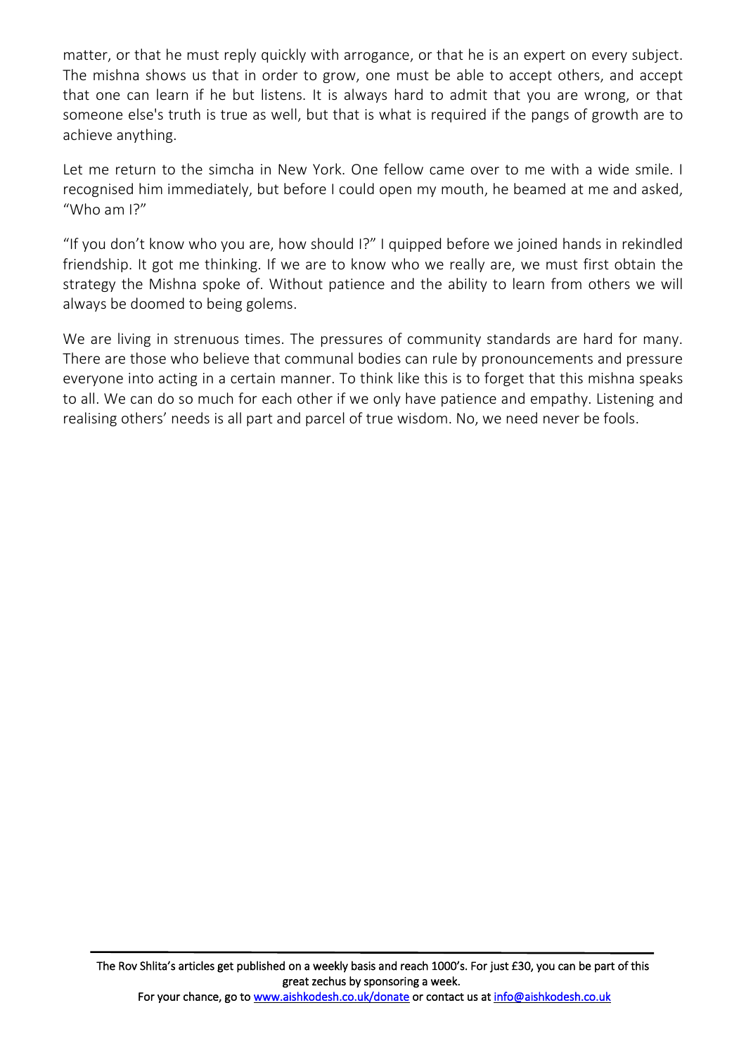matter, or that he must reply quickly with arrogance, or that he is an expert on every subject. The mishna shows us that in order to grow, one must be able to accept others, and accept that one can learn if he but listens. It is always hard to admit that you are wrong, or that someone else's truth is true as well, but that is what is required if the pangs of growth are to achieve anything.

Let me return to the simcha in New York. One fellow came over to me with a wide smile. I recognised him immediately, but before I could open my mouth, he beamed at me and asked, "Who am I?"

"If you don't know who you are, how should I?" I quipped before we joined hands in rekindled friendship. It got me thinking. If we are to know who we really are, we must first obtain the strategy the Mishna spoke of. Without patience and the ability to learn from others we will always be doomed to being golems.

We are living in strenuous times. The pressures of community standards are hard for many. There are those who believe that communal bodies can rule by pronouncements and pressure everyone into acting in a certain manner. To think like this is to forget that this mishna speaks to all. We can do so much for each other if we only have patience and empathy. Listening and realising others' needs is all part and parcel of true wisdom. No, we need never be fools.

---

**The Rov Shlita's articles get published on a weekly basis and reach 1000's. For just £30, you can be part of this great zechus by sponsoring a week.**

For your chance, go to [www.aishkodesh.co.uk/donate](http://www.aishkodesh.co.uk/donate) or contact us at [info@aishkodesh.co.uk](mailto:info@aishkodesh.co.uk)